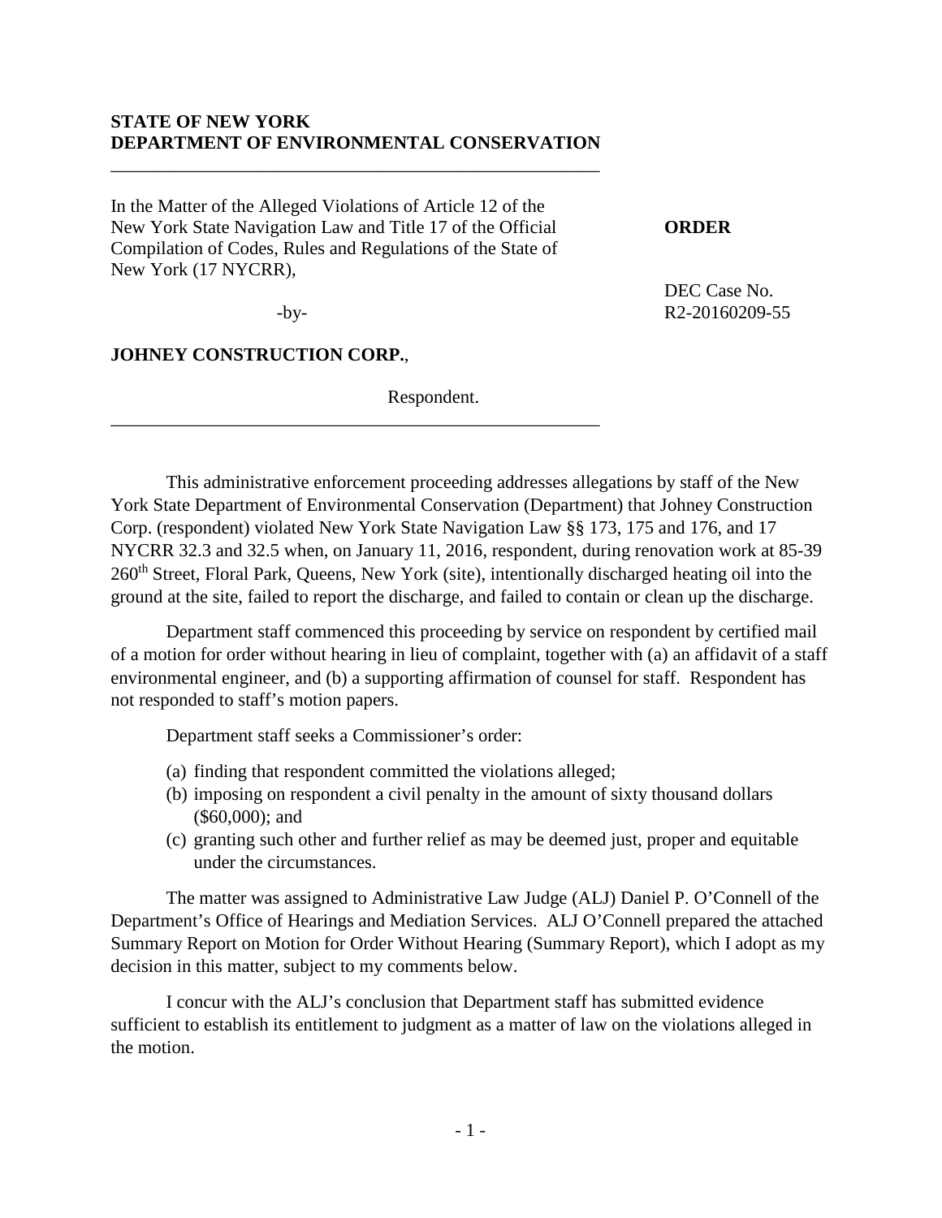**STATE OF NEW YORK**
**DEPARTMENT OF ENVIRONMENTAL CONSERVATION**

---

In the Matter of the Alleged Violations of Article 12 of the New York State Navigation Law and Title 17 of the Official Compilation of Codes, Rules and Regulations of the State of New York (17 NYCRR),

-by-

**JOHNEY CONSTRUCTION CORP.**,

Respondent.

---

**ORDER**

DEC Case No. R2-20160209-55

This administrative enforcement proceeding addresses allegations by staff of the New York State Department of Environmental Conservation (Department) that Johney Construction Corp. (respondent) violated New York State Navigation Law §§ 173, 175 and 176, and 17 NYCRR 32.3 and 32.5 when, on January 11, 2016, respondent, during renovation work at 85-39 260th Street, Floral Park, Queens, New York (site), intentionally discharged heating oil into the ground at the site, failed to report the discharge, and failed to contain or clean up the discharge.

Department staff commenced this proceeding by service on respondent by certified mail of a motion for order without hearing in lieu of complaint, together with (a) an affidavit of a staff environmental engineer, and (b) a supporting affirmation of counsel for staff. Respondent has not responded to staff's motion papers.

Department staff seeks a Commissioner's order:

(a) finding that respondent committed the violations alleged;
(b) imposing on respondent a civil penalty in the amount of sixty thousand dollars ($60,000); and
(c) granting such other and further relief as may be deemed just, proper and equitable under the circumstances.

The matter was assigned to Administrative Law Judge (ALJ) Daniel P. O'Connell of the Department's Office of Hearings and Mediation Services. ALJ O'Connell prepared the attached Summary Report on Motion for Order Without Hearing (Summary Report), which I adopt as my decision in this matter, subject to my comments below.

I concur with the ALJ's conclusion that Department staff has submitted evidence sufficient to establish its entitlement to judgment as a matter of law on the violations alleged in the motion.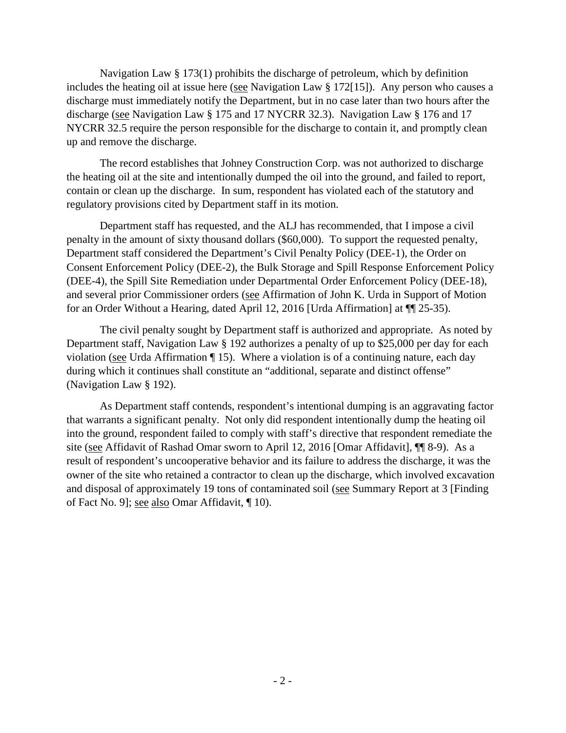Navigation Law § 173(1) prohibits the discharge of petroleum, which by definition includes the heating oil at issue here (see Navigation Law § 172[15]). Any person who causes a discharge must immediately notify the Department, but in no case later than two hours after the discharge (see Navigation Law § 175 and 17 NYCRR 32.3). Navigation Law § 176 and 17 NYCRR 32.5 require the person responsible for the discharge to contain it, and promptly clean up and remove the discharge.

The record establishes that Johney Construction Corp. was not authorized to discharge the heating oil at the site and intentionally dumped the oil into the ground, and failed to report, contain or clean up the discharge. In sum, respondent has violated each of the statutory and regulatory provisions cited by Department staff in its motion.

Department staff has requested, and the ALJ has recommended, that I impose a civil penalty in the amount of sixty thousand dollars ($60,000). To support the requested penalty, Department staff considered the Department's Civil Penalty Policy (DEE-1), the Order on Consent Enforcement Policy (DEE-2), the Bulk Storage and Spill Response Enforcement Policy (DEE-4), the Spill Site Remediation under Departmental Order Enforcement Policy (DEE-18), and several prior Commissioner orders (see Affirmation of John K. Urda in Support of Motion for an Order Without a Hearing, dated April 12, 2016 [Urda Affirmation] at ¶¶ 25-35).

The civil penalty sought by Department staff is authorized and appropriate. As noted by Department staff, Navigation Law § 192 authorizes a penalty of up to $25,000 per day for each violation (see Urda Affirmation ¶ 15). Where a violation is of a continuing nature, each day during which it continues shall constitute an "additional, separate and distinct offense" (Navigation Law § 192).

As Department staff contends, respondent's intentional dumping is an aggravating factor that warrants a significant penalty. Not only did respondent intentionally dump the heating oil into the ground, respondent failed to comply with staff's directive that respondent remediate the site (see Affidavit of Rashad Omar sworn to April 12, 2016 [Omar Affidavit], ¶¶ 8-9). As a result of respondent's uncooperative behavior and its failure to address the discharge, it was the owner of the site who retained a contractor to clean up the discharge, which involved excavation and disposal of approximately 19 tons of contaminated soil (see Summary Report at 3 [Finding of Fact No. 9]; see also Omar Affidavit, ¶ 10).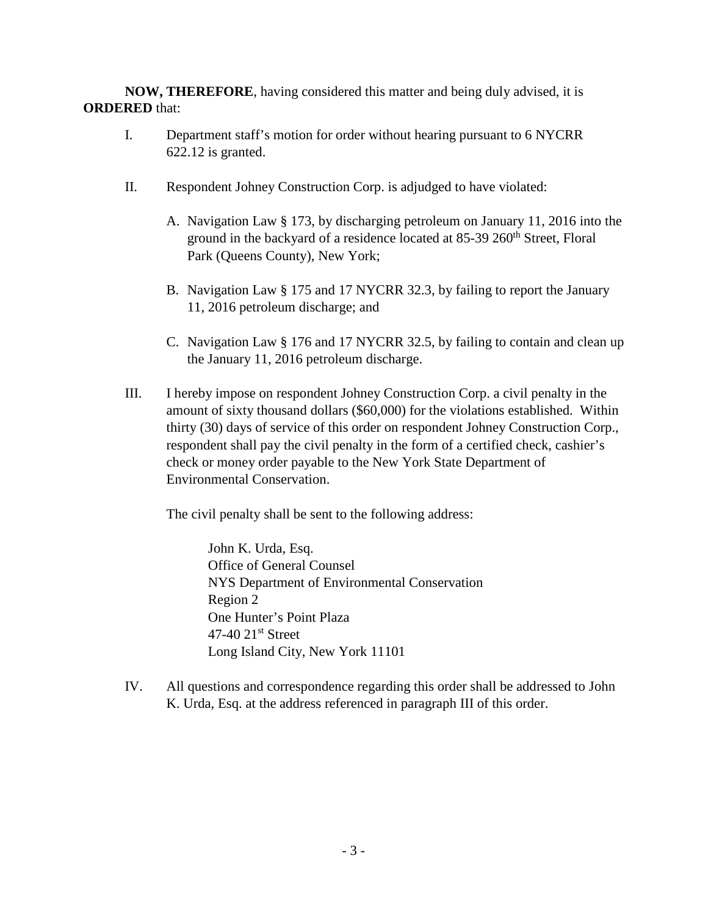**NOW, THEREFORE**, having considered this matter and being duly advised, it is **ORDERED** that:

I. Department staff's motion for order without hearing pursuant to 6 NYCRR 622.12 is granted.

II. Respondent Johney Construction Corp. is adjudged to have violated:

A. Navigation Law § 173, by discharging petroleum on January 11, 2016 into the ground in the backyard of a residence located at 85-39 260th Street, Floral Park (Queens County), New York;

B. Navigation Law § 175 and 17 NYCRR 32.3, by failing to report the January 11, 2016 petroleum discharge; and

C. Navigation Law § 176 and 17 NYCRR 32.5, by failing to contain and clean up the January 11, 2016 petroleum discharge.

III. I hereby impose on respondent Johney Construction Corp. a civil penalty in the amount of sixty thousand dollars ($60,000) for the violations established. Within thirty (30) days of service of this order on respondent Johney Construction Corp., respondent shall pay the civil penalty in the form of a certified check, cashier's check or money order payable to the New York State Department of Environmental Conservation.

The civil penalty shall be sent to the following address:

John K. Urda, Esq.
Office of General Counsel
NYS Department of Environmental Conservation
Region 2
One Hunter's Point Plaza
47-40 21st Street
Long Island City, New York 11101

IV. All questions and correspondence regarding this order shall be addressed to John K. Urda, Esq. at the address referenced in paragraph III of this order.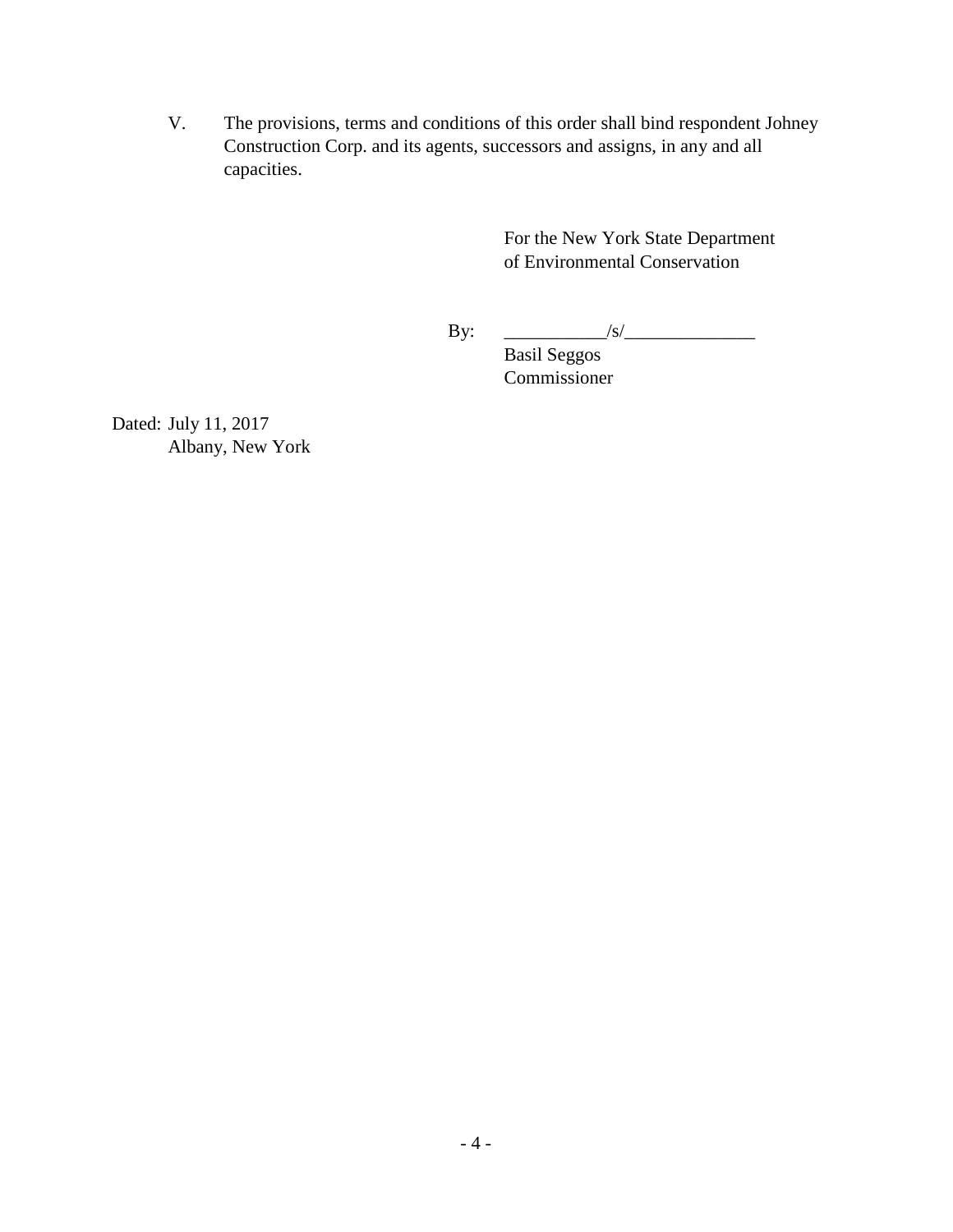V. The provisions, terms and conditions of this order shall bind respondent Johney Construction Corp. and its agents, successors and assigns, in any and all capacities.

For the New York State Department of Environmental Conservation

By: ___________/s/______________
Basil Seggos
Commissioner

Dated: July 11, 2017
Albany, New York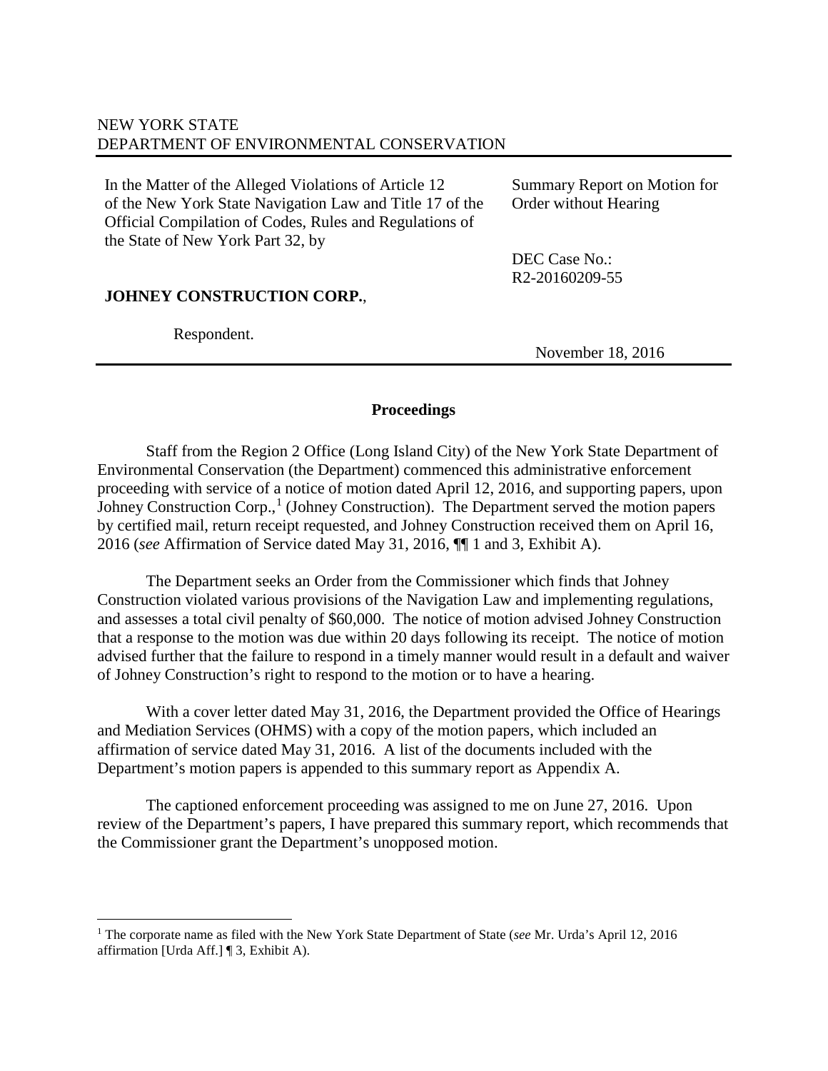NEW YORK STATE
DEPARTMENT OF ENVIRONMENTAL CONSERVATION

---

In the Matter of the Alleged Violations of Article 12 of the New York State Navigation Law and Title 17 of the Official Compilation of Codes, Rules and Regulations of the State of New York Part 32, by

**JOHNEY CONSTRUCTION CORP.**,

Respondent.

Summary Report on Motion for Order without Hearing

DEC Case No.: R2-20160209-55

November 18, 2016

---

## Proceedings

Staff from the Region 2 Office (Long Island City) of the New York State Department of Environmental Conservation (the Department) commenced this administrative enforcement proceeding with service of a notice of motion dated April 12, 2016, and supporting papers, upon Johney Construction Corp.,[1] (Johney Construction). The Department served the motion papers by certified mail, return receipt requested, and Johney Construction received them on April 16, 2016 (*see* Affirmation of Service dated May 31, 2016, ¶¶ 1 and 3, Exhibit A).

The Department seeks an Order from the Commissioner which finds that Johney Construction violated various provisions of the Navigation Law and implementing regulations, and assesses a total civil penalty of $60,000. The notice of motion advised Johney Construction that a response to the motion was due within 20 days following its receipt. The notice of motion advised further that the failure to respond in a timely manner would result in a default and waiver of Johney Construction's right to respond to the motion or to have a hearing.

With a cover letter dated May 31, 2016, the Department provided the Office of Hearings and Mediation Services (OHMS) with a copy of the motion papers, which included an affirmation of service dated May 31, 2016. A list of the documents included with the Department's motion papers is appended to this summary report as Appendix A.

The captioned enforcement proceeding was assigned to me on June 27, 2016. Upon review of the Department's papers, I have prepared this summary report, which recommends that the Commissioner grant the Department's unopposed motion.

---

[1] The corporate name as filed with the New York State Department of State (*see* Mr. Urda's April 12, 2016 affirmation [Urda Aff.] ¶ 3, Exhibit A).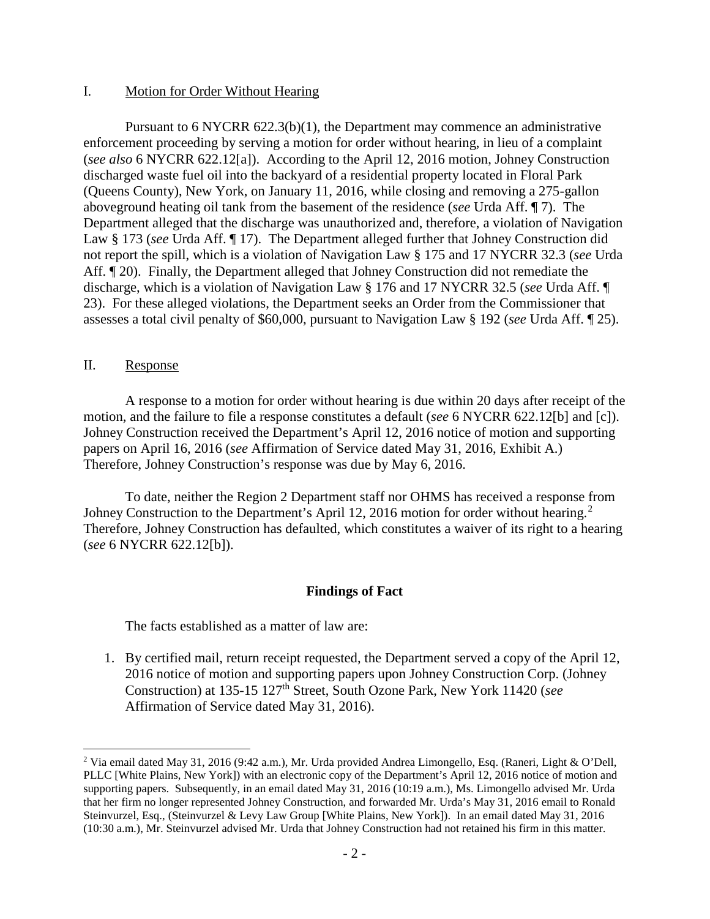## I. Motion for Order Without Hearing

Pursuant to 6 NYCRR 622.3(b)(1), the Department may commence an administrative enforcement proceeding by serving a motion for order without hearing, in lieu of a complaint (*see also* 6 NYCRR 622.12[a]). According to the April 12, 2016 motion, Johney Construction discharged waste fuel oil into the backyard of a residential property located in Floral Park (Queens County), New York, on January 11, 2016, while closing and removing a 275-gallon aboveground heating oil tank from the basement of the residence (*see* Urda Aff. ¶ 7). The Department alleged that the discharge was unauthorized and, therefore, a violation of Navigation Law § 173 (*see* Urda Aff. ¶ 17). The Department alleged further that Johney Construction did not report the spill, which is a violation of Navigation Law § 175 and 17 NYCRR 32.3 (*see* Urda Aff. ¶ 20). Finally, the Department alleged that Johney Construction did not remediate the discharge, which is a violation of Navigation Law § 176 and 17 NYCRR 32.5 (*see* Urda Aff. ¶ 23). For these alleged violations, the Department seeks an Order from the Commissioner that assesses a total civil penalty of $60,000, pursuant to Navigation Law § 192 (*see* Urda Aff. ¶ 25).

## II. Response

A response to a motion for order without hearing is due within 20 days after receipt of the motion, and the failure to file a response constitutes a default (*see* 6 NYCRR 622.12[b] and [c]). Johney Construction received the Department's April 12, 2016 notice of motion and supporting papers on April 16, 2016 (*see* Affirmation of Service dated May 31, 2016, Exhibit A.) Therefore, Johney Construction's response was due by May 6, 2016.

To date, neither the Region 2 Department staff nor OHMS has received a response from Johney Construction to the Department's April 12, 2016 motion for order without hearing.[2] Therefore, Johney Construction has defaulted, which constitutes a waiver of its right to a hearing (*see* 6 NYCRR 622.12[b]).

**Findings of Fact**

The facts established as a matter of law are:

1. By certified mail, return receipt requested, the Department served a copy of the April 12, 2016 notice of motion and supporting papers upon Johney Construction Corp. (Johney Construction) at 135-15 127th Street, South Ozone Park, New York 11420 (*see* Affirmation of Service dated May 31, 2016).

---

[2] Via email dated May 31, 2016 (9:42 a.m.), Mr. Urda provided Andrea Limongello, Esq. (Raneri, Light & O'Dell, PLLC [White Plains, New York]) with an electronic copy of the Department's April 12, 2016 notice of motion and supporting papers. Subsequently, in an email dated May 31, 2016 (10:19 a.m.), Ms. Limongello advised Mr. Urda that her firm no longer represented Johney Construction, and forwarded Mr. Urda's May 31, 2016 email to Ronald Steinvurzel, Esq., (Steinvurzel & Levy Law Group [White Plains, New York]). In an email dated May 31, 2016 (10:30 a.m.), Mr. Steinvurzel advised Mr. Urda that Johney Construction had not retained his firm in this matter.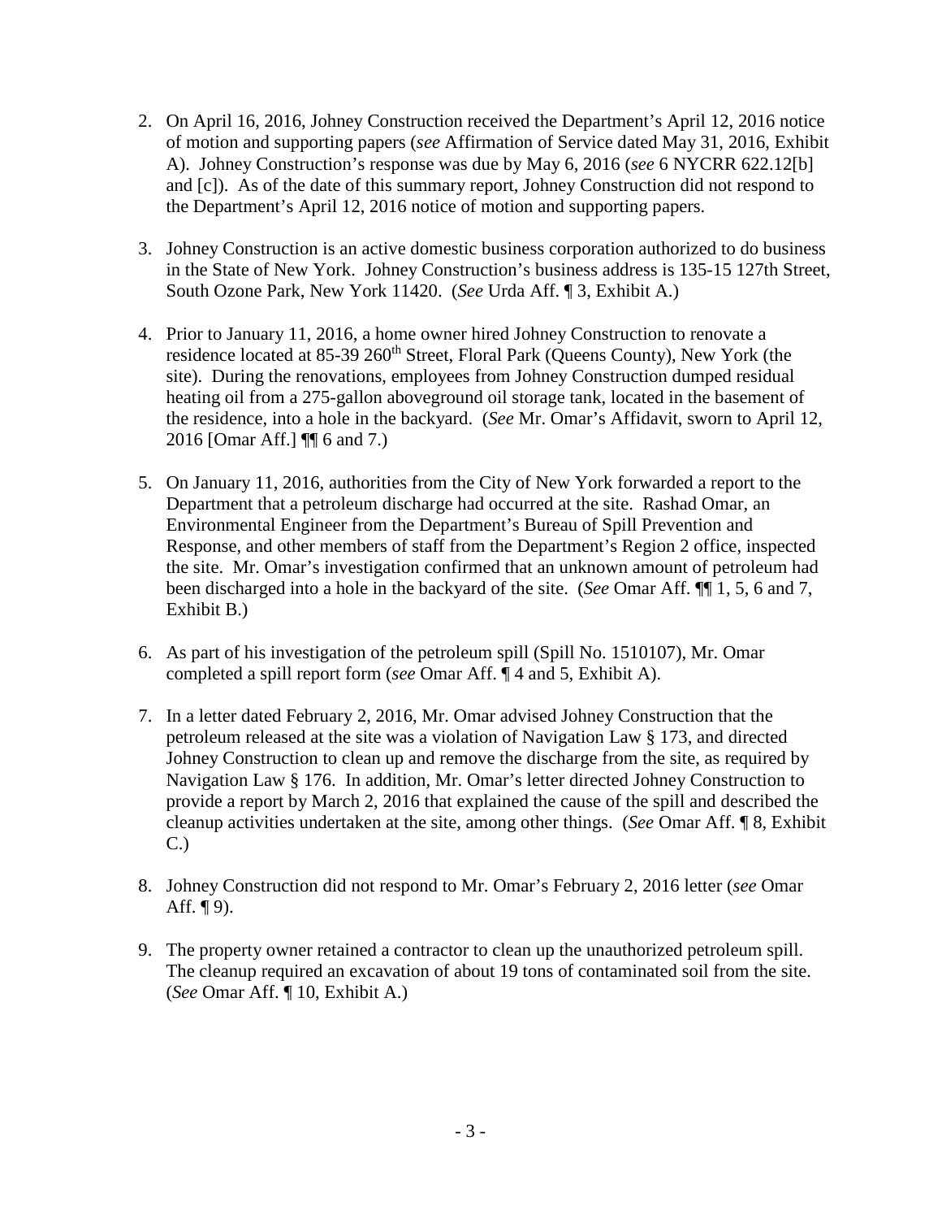2. On April 16, 2016, Johney Construction received the Department's April 12, 2016 notice of motion and supporting papers (*see* Affirmation of Service dated May 31, 2016, Exhibit A). Johney Construction's response was due by May 6, 2016 (*see* 6 NYCRR 622.12[b] and [c]). As of the date of this summary report, Johney Construction did not respond to the Department's April 12, 2016 notice of motion and supporting papers.

3. Johney Construction is an active domestic business corporation authorized to do business in the State of New York. Johney Construction's business address is 135-15 127th Street, South Ozone Park, New York 11420. (*See* Urda Aff. ¶ 3, Exhibit A.)

4. Prior to January 11, 2016, a home owner hired Johney Construction to renovate a residence located at 85-39 260th Street, Floral Park (Queens County), New York (the site). During the renovations, employees from Johney Construction dumped residual heating oil from a 275-gallon aboveground oil storage tank, located in the basement of the residence, into a hole in the backyard. (*See* Mr. Omar's Affidavit, sworn to April 12, 2016 [Omar Aff.] ¶¶ 6 and 7.)

5. On January 11, 2016, authorities from the City of New York forwarded a report to the Department that a petroleum discharge had occurred at the site. Rashad Omar, an Environmental Engineer from the Department's Bureau of Spill Prevention and Response, and other members of staff from the Department's Region 2 office, inspected the site. Mr. Omar's investigation confirmed that an unknown amount of petroleum had been discharged into a hole in the backyard of the site. (*See* Omar Aff. ¶¶ 1, 5, 6 and 7, Exhibit B.)

6. As part of his investigation of the petroleum spill (Spill No. 1510107), Mr. Omar completed a spill report form (*see* Omar Aff. ¶ 4 and 5, Exhibit A).

7. In a letter dated February 2, 2016, Mr. Omar advised Johney Construction that the petroleum released at the site was a violation of Navigation Law § 173, and directed Johney Construction to clean up and remove the discharge from the site, as required by Navigation Law § 176. In addition, Mr. Omar's letter directed Johney Construction to provide a report by March 2, 2016 that explained the cause of the spill and described the cleanup activities undertaken at the site, among other things. (*See* Omar Aff. ¶ 8, Exhibit C.)

8. Johney Construction did not respond to Mr. Omar's February 2, 2016 letter (*see* Omar Aff. ¶ 9).

9. The property owner retained a contractor to clean up the unauthorized petroleum spill. The cleanup required an excavation of about 19 tons of contaminated soil from the site. (*See* Omar Aff. ¶ 10, Exhibit A.)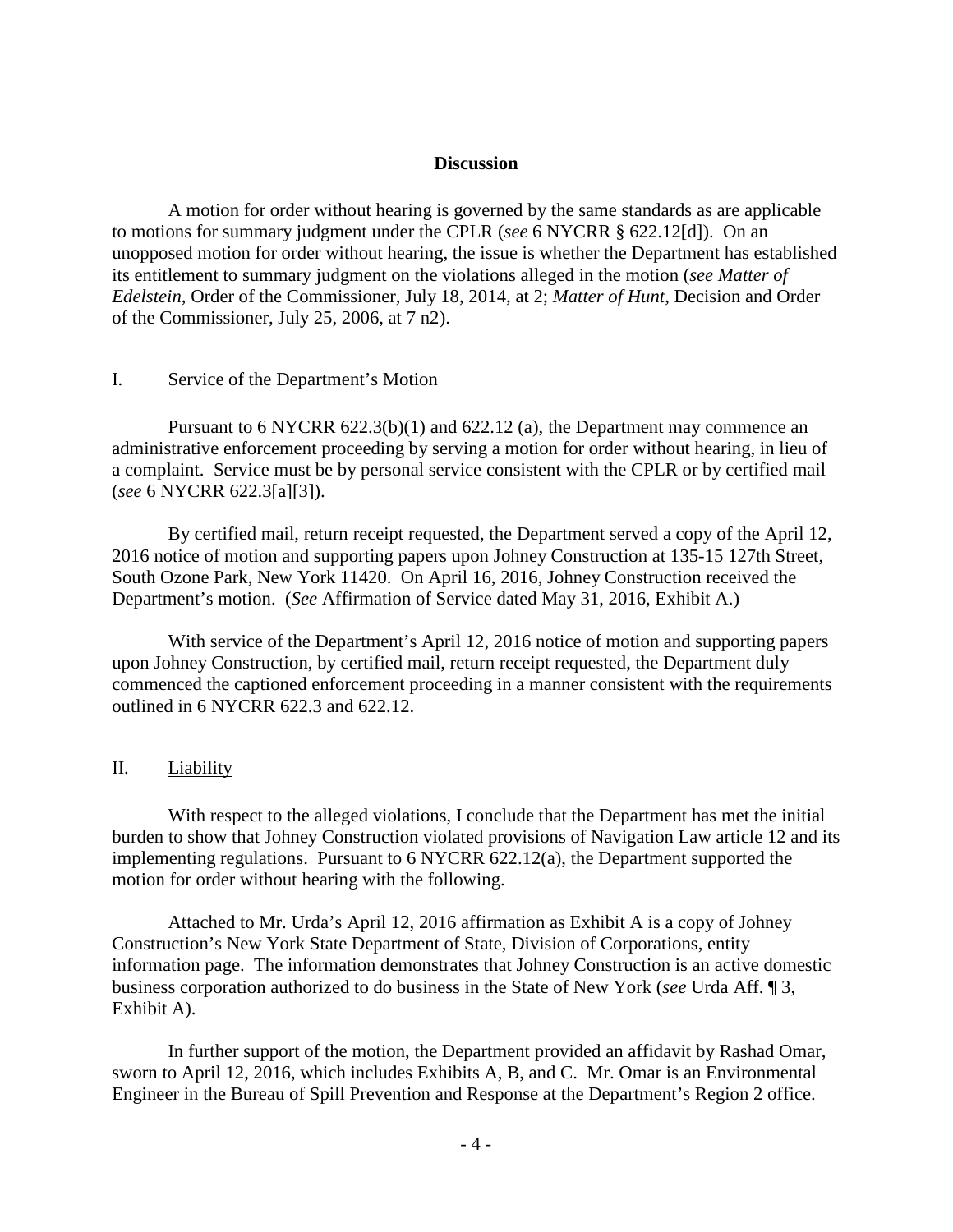## Discussion

A motion for order without hearing is governed by the same standards as are applicable to motions for summary judgment under the CPLR (*see* 6 NYCRR § 622.12[d]). On an unopposed motion for order without hearing, the issue is whether the Department has established its entitlement to summary judgment on the violations alleged in the motion (*see Matter of Edelstein*, Order of the Commissioner, July 18, 2014, at 2; *Matter of Hunt*, Decision and Order of the Commissioner, July 25, 2006, at 7 n2).

### I. Service of the Department's Motion

Pursuant to 6 NYCRR 622.3(b)(1) and 622.12 (a), the Department may commence an administrative enforcement proceeding by serving a motion for order without hearing, in lieu of a complaint. Service must be by personal service consistent with the CPLR or by certified mail (*see* 6 NYCRR 622.3[a][3]).

By certified mail, return receipt requested, the Department served a copy of the April 12, 2016 notice of motion and supporting papers upon Johney Construction at 135-15 127th Street, South Ozone Park, New York 11420. On April 16, 2016, Johney Construction received the Department's motion. (*See* Affirmation of Service dated May 31, 2016, Exhibit A.)

With service of the Department's April 12, 2016 notice of motion and supporting papers upon Johney Construction, by certified mail, return receipt requested, the Department duly commenced the captioned enforcement proceeding in a manner consistent with the requirements outlined in 6 NYCRR 622.3 and 622.12.

### II. Liability

With respect to the alleged violations, I conclude that the Department has met the initial burden to show that Johney Construction violated provisions of Navigation Law article 12 and its implementing regulations. Pursuant to 6 NYCRR 622.12(a), the Department supported the motion for order without hearing with the following.

Attached to Mr. Urda's April 12, 2016 affirmation as Exhibit A is a copy of Johney Construction's New York State Department of State, Division of Corporations, entity information page. The information demonstrates that Johney Construction is an active domestic business corporation authorized to do business in the State of New York (*see* Urda Aff. ¶ 3, Exhibit A).

In further support of the motion, the Department provided an affidavit by Rashad Omar, sworn to April 12, 2016, which includes Exhibits A, B, and C. Mr. Omar is an Environmental Engineer in the Bureau of Spill Prevention and Response at the Department's Region 2 office.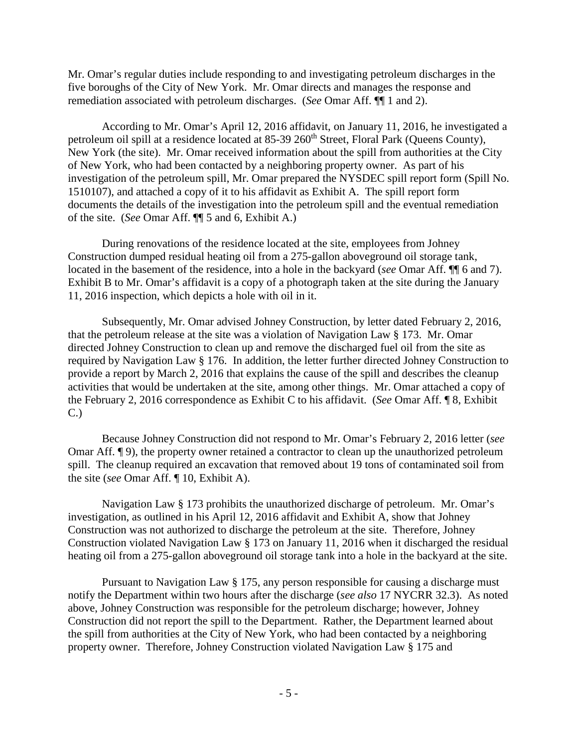Mr. Omar's regular duties include responding to and investigating petroleum discharges in the five boroughs of the City of New York. Mr. Omar directs and manages the response and remediation associated with petroleum discharges. (*See* Omar Aff. ¶¶ 1 and 2).

According to Mr. Omar's April 12, 2016 affidavit, on January 11, 2016, he investigated a petroleum oil spill at a residence located at 85-39 260th Street, Floral Park (Queens County), New York (the site). Mr. Omar received information about the spill from authorities at the City of New York, who had been contacted by a neighboring property owner. As part of his investigation of the petroleum spill, Mr. Omar prepared the NYSDEC spill report form (Spill No. 1510107), and attached a copy of it to his affidavit as Exhibit A. The spill report form documents the details of the investigation into the petroleum spill and the eventual remediation of the site. (*See* Omar Aff. ¶¶ 5 and 6, Exhibit A.)

During renovations of the residence located at the site, employees from Johney Construction dumped residual heating oil from a 275-gallon aboveground oil storage tank, located in the basement of the residence, into a hole in the backyard (*see* Omar Aff. ¶¶ 6 and 7). Exhibit B to Mr. Omar's affidavit is a copy of a photograph taken at the site during the January 11, 2016 inspection, which depicts a hole with oil in it.

Subsequently, Mr. Omar advised Johney Construction, by letter dated February 2, 2016, that the petroleum release at the site was a violation of Navigation Law § 173. Mr. Omar directed Johney Construction to clean up and remove the discharged fuel oil from the site as required by Navigation Law § 176. In addition, the letter further directed Johney Construction to provide a report by March 2, 2016 that explains the cause of the spill and describes the cleanup activities that would be undertaken at the site, among other things. Mr. Omar attached a copy of the February 2, 2016 correspondence as Exhibit C to his affidavit. (*See* Omar Aff. ¶ 8, Exhibit C.)

Because Johney Construction did not respond to Mr. Omar's February 2, 2016 letter (*see* Omar Aff. ¶ 9), the property owner retained a contractor to clean up the unauthorized petroleum spill. The cleanup required an excavation that removed about 19 tons of contaminated soil from the site (*see* Omar Aff. ¶ 10, Exhibit A).

Navigation Law § 173 prohibits the unauthorized discharge of petroleum. Mr. Omar's investigation, as outlined in his April 12, 2016 affidavit and Exhibit A, show that Johney Construction was not authorized to discharge the petroleum at the site. Therefore, Johney Construction violated Navigation Law § 173 on January 11, 2016 when it discharged the residual heating oil from a 275-gallon aboveground oil storage tank into a hole in the backyard at the site.

Pursuant to Navigation Law § 175, any person responsible for causing a discharge must notify the Department within two hours after the discharge (*see also* 17 NYCRR 32.3). As noted above, Johney Construction was responsible for the petroleum discharge; however, Johney Construction did not report the spill to the Department. Rather, the Department learned about the spill from authorities at the City of New York, who had been contacted by a neighboring property owner. Therefore, Johney Construction violated Navigation Law § 175 and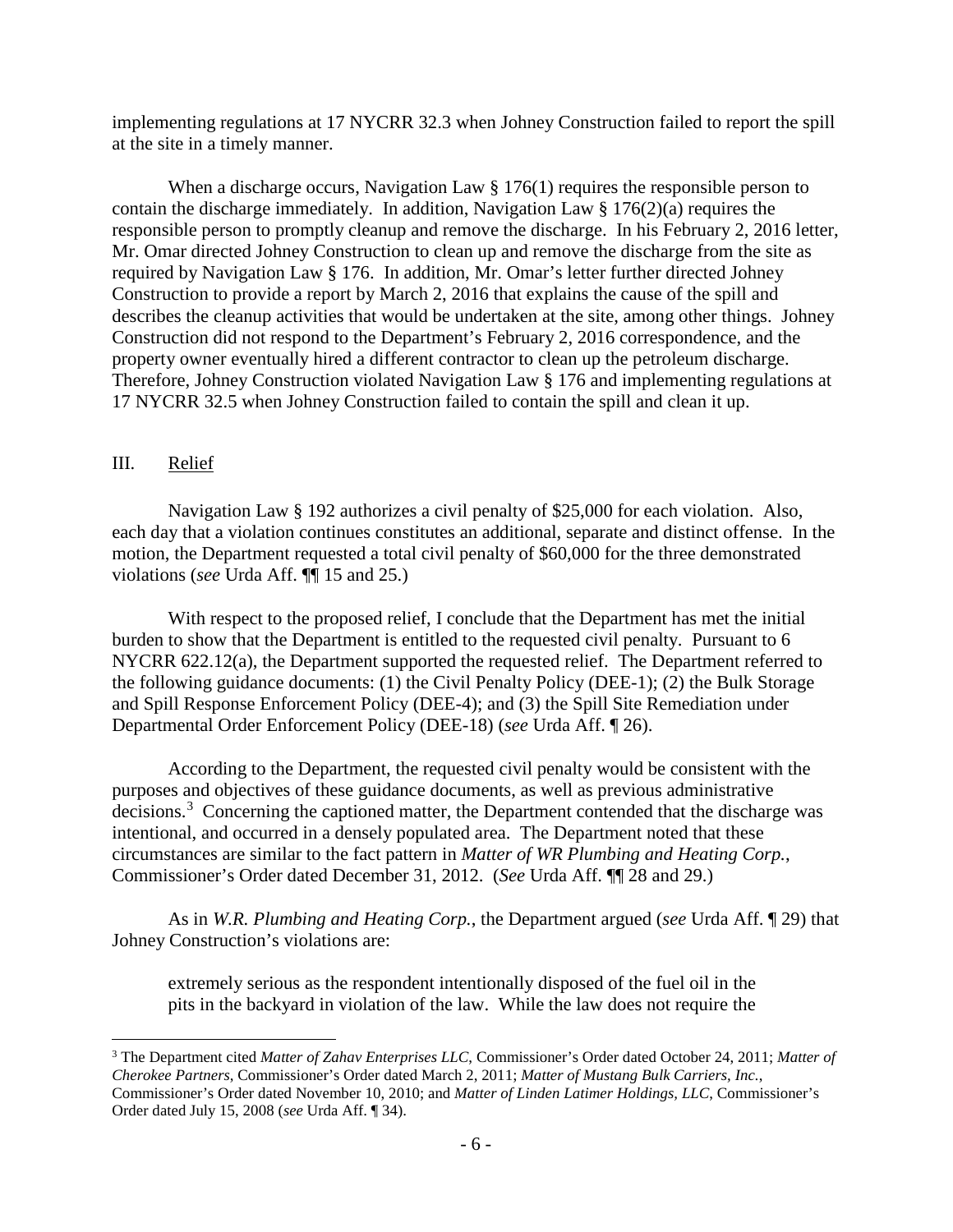implementing regulations at 17 NYCRR 32.3 when Johney Construction failed to report the spill at the site in a timely manner.

When a discharge occurs, Navigation Law § 176(1) requires the responsible person to contain the discharge immediately. In addition, Navigation Law § 176(2)(a) requires the responsible person to promptly cleanup and remove the discharge. In his February 2, 2016 letter, Mr. Omar directed Johney Construction to clean up and remove the discharge from the site as required by Navigation Law § 176. In addition, Mr. Omar's letter further directed Johney Construction to provide a report by March 2, 2016 that explains the cause of the spill and describes the cleanup activities that would be undertaken at the site, among other things. Johney Construction did not respond to the Department's February 2, 2016 correspondence, and the property owner eventually hired a different contractor to clean up the petroleum discharge. Therefore, Johney Construction violated Navigation Law § 176 and implementing regulations at 17 NYCRR 32.5 when Johney Construction failed to contain the spill and clean it up.

## III. Relief

Navigation Law § 192 authorizes a civil penalty of $25,000 for each violation. Also, each day that a violation continues constitutes an additional, separate and distinct offense. In the motion, the Department requested a total civil penalty of $60,000 for the three demonstrated violations (*see* Urda Aff. ¶¶ 15 and 25.)

With respect to the proposed relief, I conclude that the Department has met the initial burden to show that the Department is entitled to the requested civil penalty. Pursuant to 6 NYCRR 622.12(a), the Department supported the requested relief. The Department referred to the following guidance documents: (1) the Civil Penalty Policy (DEE-1); (2) the Bulk Storage and Spill Response Enforcement Policy (DEE-4); and (3) the Spill Site Remediation under Departmental Order Enforcement Policy (DEE-18) (*see* Urda Aff. ¶ 26).

According to the Department, the requested civil penalty would be consistent with the purposes and objectives of these guidance documents, as well as previous administrative decisions.[3] Concerning the captioned matter, the Department contended that the discharge was intentional, and occurred in a densely populated area. The Department noted that these circumstances are similar to the fact pattern in *Matter of WR Plumbing and Heating Corp.*, Commissioner's Order dated December 31, 2012. (*See* Urda Aff. ¶¶ 28 and 29.)

As in *W.R. Plumbing and Heating Corp.*, the Department argued (*see* Urda Aff. ¶ 29) that Johney Construction's violations are:

> extremely serious as the respondent intentionally disposed of the fuel oil in the pits in the backyard in violation of the law. While the law does not require the

---

[3] The Department cited *Matter of Zahav Enterprises LLC*, Commissioner's Order dated October 24, 2011; *Matter of Cherokee Partners*, Commissioner's Order dated March 2, 2011; *Matter of Mustang Bulk Carriers, Inc.*, Commissioner's Order dated November 10, 2010; and *Matter of Linden Latimer Holdings, LLC*, Commissioner's Order dated July 15, 2008 (*see* Urda Aff. ¶ 34).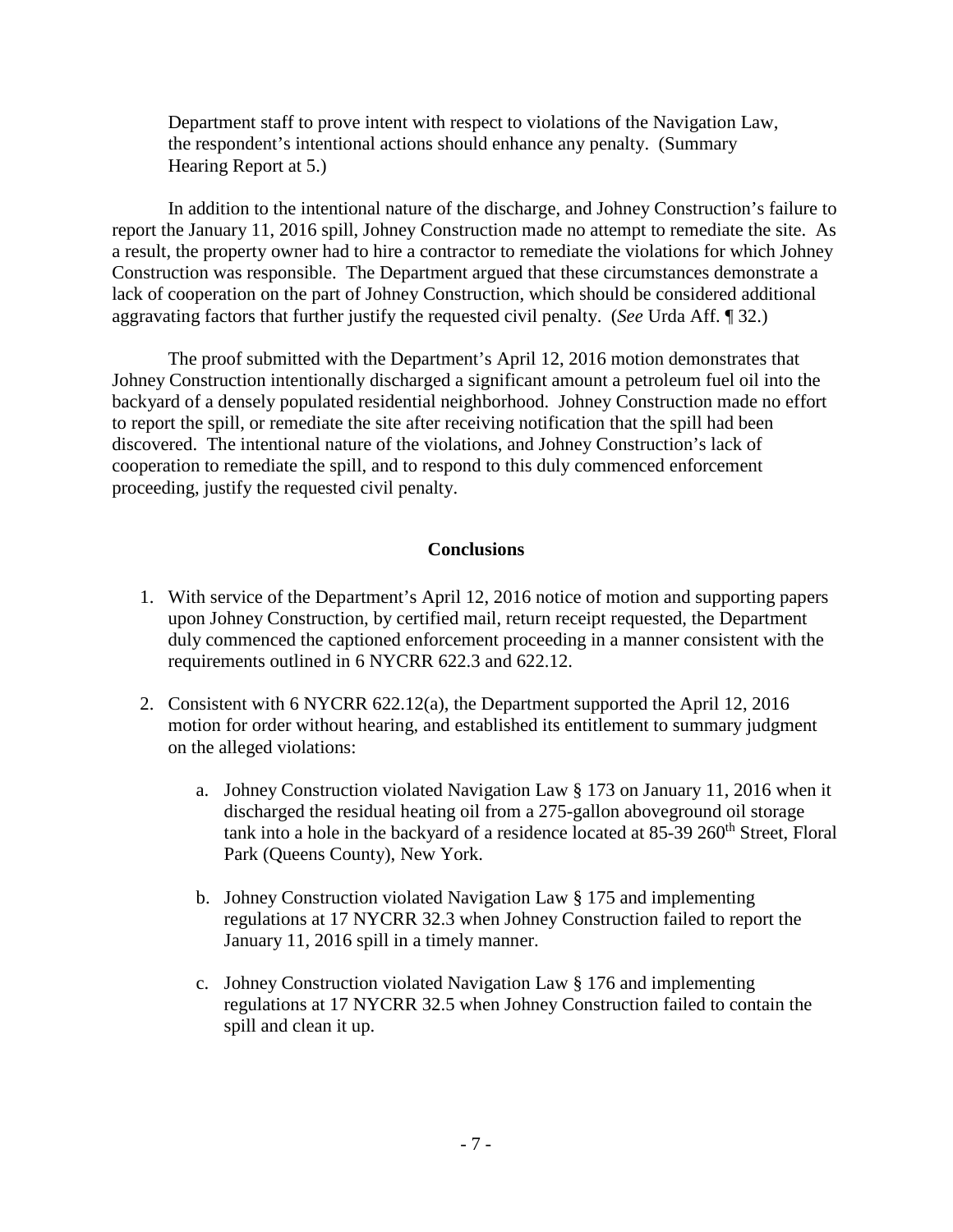Department staff to prove intent with respect to violations of the Navigation Law, the respondent's intentional actions should enhance any penalty. (Summary Hearing Report at 5.)

In addition to the intentional nature of the discharge, and Johney Construction's failure to report the January 11, 2016 spill, Johney Construction made no attempt to remediate the site. As a result, the property owner had to hire a contractor to remediate the violations for which Johney Construction was responsible. The Department argued that these circumstances demonstrate a lack of cooperation on the part of Johney Construction, which should be considered additional aggravating factors that further justify the requested civil penalty. (*See* Urda Aff. ¶ 32.)

The proof submitted with the Department's April 12, 2016 motion demonstrates that Johney Construction intentionally discharged a significant amount a petroleum fuel oil into the backyard of a densely populated residential neighborhood. Johney Construction made no effort to report the spill, or remediate the site after receiving notification that the spill had been discovered. The intentional nature of the violations, and Johney Construction's lack of cooperation to remediate the spill, and to respond to this duly commenced enforcement proceeding, justify the requested civil penalty.

## Conclusions

1. With service of the Department's April 12, 2016 notice of motion and supporting papers upon Johney Construction, by certified mail, return receipt requested, the Department duly commenced the captioned enforcement proceeding in a manner consistent with the requirements outlined in 6 NYCRR 622.3 and 622.12.

2. Consistent with 6 NYCRR 622.12(a), the Department supported the April 12, 2016 motion for order without hearing, and established its entitlement to summary judgment on the alleged violations:

   a. Johney Construction violated Navigation Law § 173 on January 11, 2016 when it discharged the residual heating oil from a 275-gallon aboveground oil storage tank into a hole in the backyard of a residence located at 85-39 260th Street, Floral Park (Queens County), New York.

   b. Johney Construction violated Navigation Law § 175 and implementing regulations at 17 NYCRR 32.3 when Johney Construction failed to report the January 11, 2016 spill in a timely manner.

   c. Johney Construction violated Navigation Law § 176 and implementing regulations at 17 NYCRR 32.5 when Johney Construction failed to contain the spill and clean it up.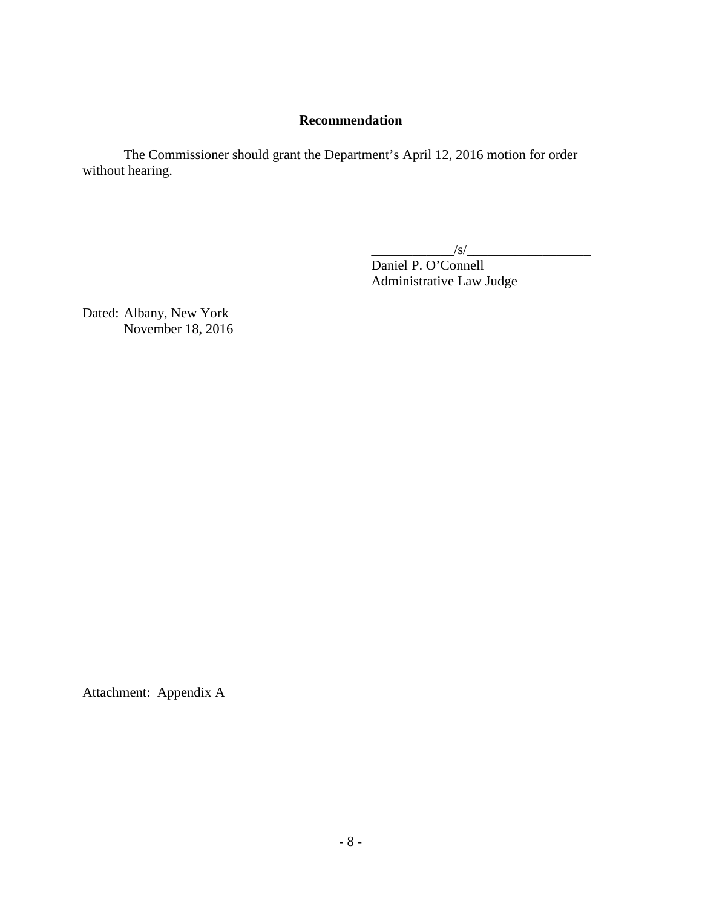## Recommendation

The Commissioner should grant the Department's April 12, 2016 motion for order without hearing.

____________/s/__________________
Daniel P. O'Connell
Administrative Law Judge

Dated: Albany, New York
November 18, 2016

Attachment: Appendix A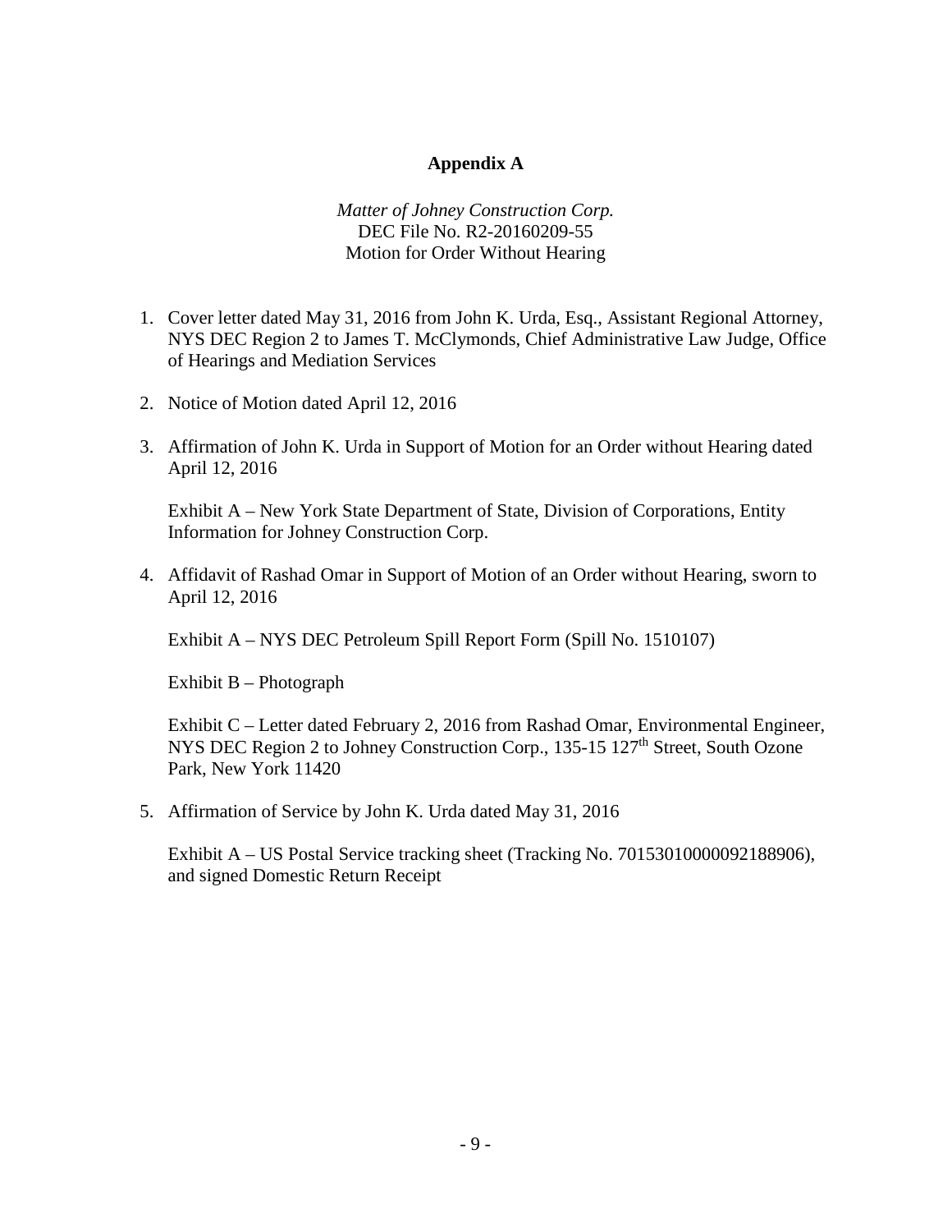# Appendix A

*Matter of Johney Construction Corp.*
DEC File No. R2-20160209-55
Motion for Order Without Hearing

1. Cover letter dated May 31, 2016 from John K. Urda, Esq., Assistant Regional Attorney, NYS DEC Region 2 to James T. McClymonds, Chief Administrative Law Judge, Office of Hearings and Mediation Services

2. Notice of Motion dated April 12, 2016

3. Affirmation of John K. Urda in Support of Motion for an Order without Hearing dated April 12, 2016

   Exhibit A – New York State Department of State, Division of Corporations, Entity Information for Johney Construction Corp.

4. Affidavit of Rashad Omar in Support of Motion of an Order without Hearing, sworn to April 12, 2016

   Exhibit A – NYS DEC Petroleum Spill Report Form (Spill No. 1510107)

   Exhibit B – Photograph

   Exhibit C – Letter dated February 2, 2016 from Rashad Omar, Environmental Engineer, NYS DEC Region 2 to Johney Construction Corp., 135-15 127th Street, South Ozone Park, New York 11420

5. Affirmation of Service by John K. Urda dated May 31, 2016

   Exhibit A – US Postal Service tracking sheet (Tracking No. 70153010000092188906), and signed Domestic Return Receipt